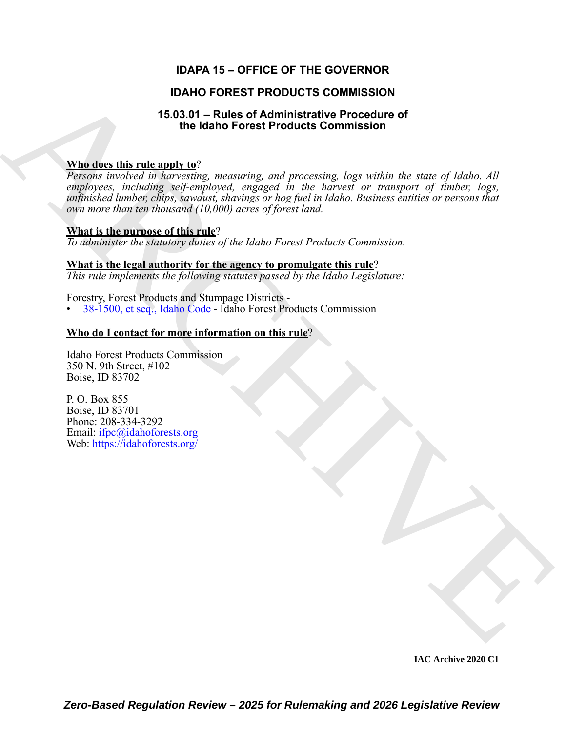# IDAPA 15 – OFFICE OF THE GOVERNOR

## IDAHO FOREST PRODUCTS COMMISSION

### 15.03.01 – Rules of Administrative Procedure of the Idaho Forest Products Commission

**Who does this rule apply to?**
*Persons involved in harvesting, measuring, and processing, logs within the state of Idaho. All employees, including self-employed, engaged in the harvest or transport of timber, logs, unfinished lumber, chips, sawdust, shavings or hog fuel in Idaho. Business entities or persons that own more than ten thousand (10,000) acres of forest land.*

**What is the purpose of this rule?**
*To administer the statutory duties of the Idaho Forest Products Commission.*

**What is the legal authority for the agency to promulgate this rule?**
*This rule implements the following statutes passed by the Idaho Legislature:*

Forestry, Forest Products and Stumpage Districts -
- 38-1500, et seq., Idaho Code - Idaho Forest Products Commission

**Who do I contact for more information on this rule?**

Idaho Forest Products Commission
350 N. 9th Street, #102
Boise, ID 83702

P. O. Box 855
Boise, ID 83701
Phone: 208-334-3292
Email: ifpc@idahoforests.org
Web: https://idahoforests.org/

IAC Archive 2020 C1

*Zero-Based Regulation Review – 2025 for Rulemaking and 2026 Legislative Review*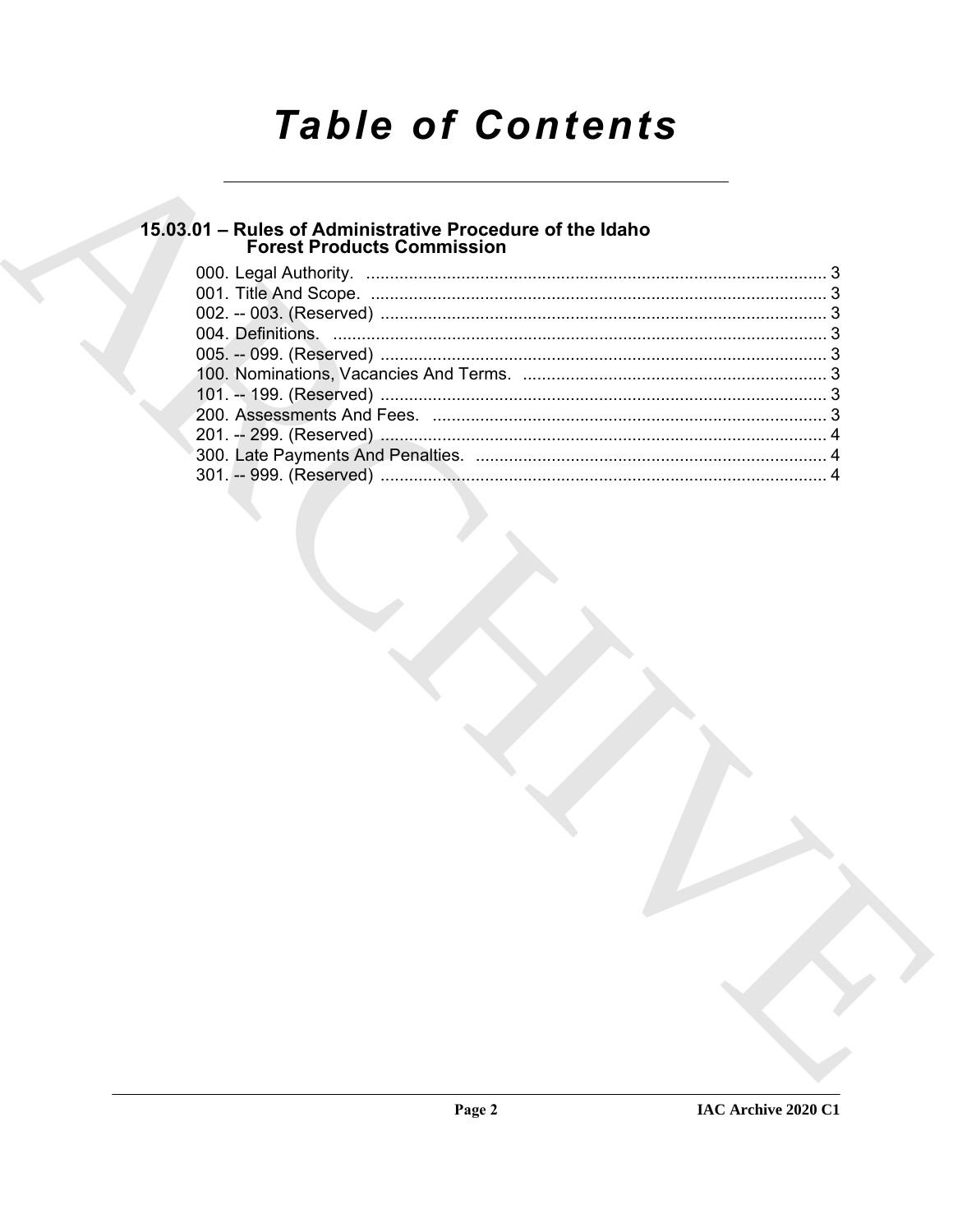# Table of Contents

## 15.03.01 – Rules of Administrative Procedure of the Idaho Forest Products Commission

000. Legal Authority. ..... 3
001. Title And Scope. ..... 3
002. -- 003. (Reserved) ..... 3
004. Definitions. ..... 3
005. -- 099. (Reserved) ..... 3
100. Nominations, Vacancies And Terms. ..... 3
101. -- 199. (Reserved) ..... 3
200. Assessments And Fees. ..... 3
201. -- 299. (Reserved) ..... 4
300. Late Payments And Penalties. ..... 4
301. -- 999. (Reserved) ..... 4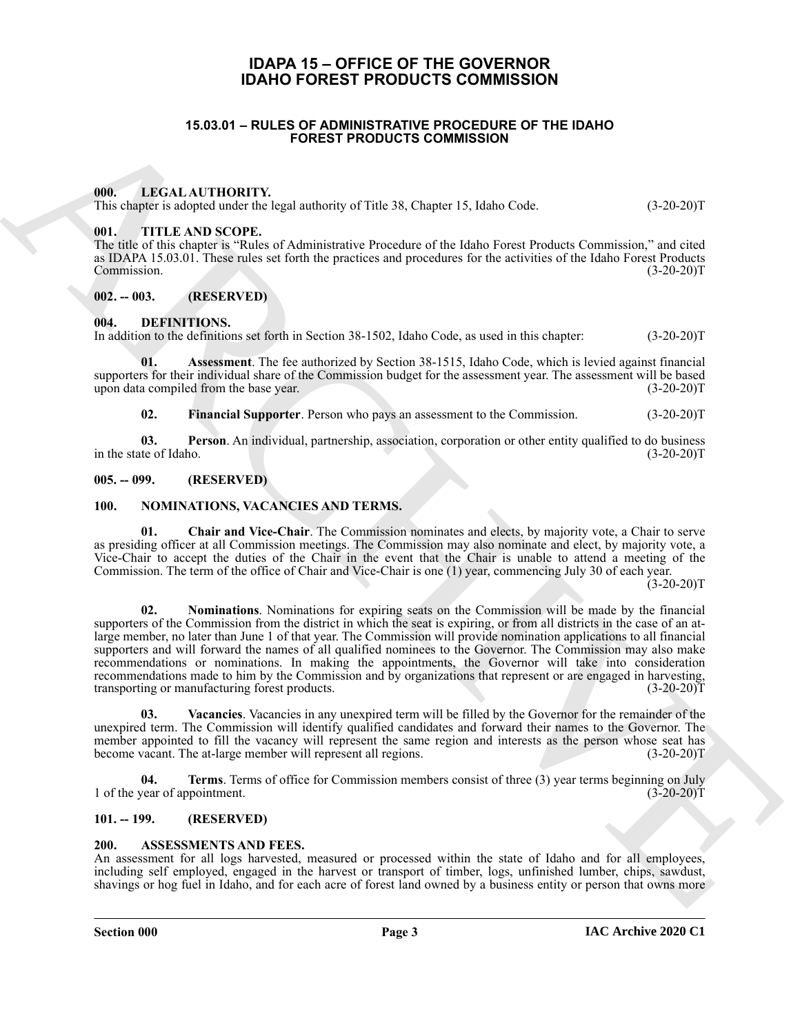# IDAPA 15 – OFFICE OF THE GOVERNOR
# IDAHO FOREST PRODUCTS COMMISSION

## 15.03.01 – RULES OF ADMINISTRATIVE PROCEDURE OF THE IDAHO FOREST PRODUCTS COMMISSION

### 000. LEGAL AUTHORITY.

This chapter is adopted under the legal authority of Title 38, Chapter 15, Idaho Code. (3-20-20)T

### 001. TITLE AND SCOPE.

The title of this chapter is "Rules of Administrative Procedure of the Idaho Forest Products Commission," and cited as IDAPA 15.03.01. These rules set forth the practices and procedures for the activities of the Idaho Forest Products Commission. (3-20-20)T

### 002. -- 003. (RESERVED)

### 004. DEFINITIONS.

In addition to the definitions set forth in Section 38-1502, Idaho Code, as used in this chapter: (3-20-20)T

**01. Assessment**. The fee authorized by Section 38-1515, Idaho Code, which is levied against financial supporters for their individual share of the Commission budget for the assessment year. The assessment will be based upon data compiled from the base year. (3-20-20)T

**02. Financial Supporter**. Person who pays an assessment to the Commission. (3-20-20)T

**03. Person**. An individual, partnership, association, corporation or other entity qualified to do business in the state of Idaho. (3-20-20)T

### 005. -- 099. (RESERVED)

### 100. NOMINATIONS, VACANCIES AND TERMS.

**01. Chair and Vice-Chair**. The Commission nominates and elects, by majority vote, a Chair to serve as presiding officer at all Commission meetings. The Commission may also nominate and elect, by majority vote, a Vice-Chair to accept the duties of the Chair in the event that the Chair is unable to attend a meeting of the Commission. The term of the office of Chair and Vice-Chair is one (1) year, commencing July 30 of each year. (3-20-20)T

**02. Nominations**. Nominations for expiring seats on the Commission will be made by the financial supporters of the Commission from the district in which the seat is expiring, or from all districts in the case of an at-large member, no later than June 1 of that year. The Commission will provide nomination applications to all financial supporters and will forward the names of all qualified nominees to the Governor. The Commission may also make recommendations or nominations. In making the appointments, the Governor will take into consideration recommendations made to him by the Commission and by organizations that represent or are engaged in harvesting, transporting or manufacturing forest products. (3-20-20)T

**03. Vacancies**. Vacancies in any unexpired term will be filled by the Governor for the remainder of the unexpired term. The Commission will identify qualified candidates and forward their names to the Governor. The member appointed to fill the vacancy will represent the same region and interests as the person whose seat has become vacant. The at-large member will represent all regions. (3-20-20)T

**04. Terms**. Terms of office for Commission members consist of three (3) year terms beginning on July 1 of the year of appointment. (3-20-20)T

### 101. -- 199. (RESERVED)

### 200. ASSESSMENTS AND FEES.

An assessment for all logs harvested, measured or processed within the state of Idaho and for all employees, including self employed, engaged in the harvest or transport of timber, logs, unfinished lumber, chips, sawdust, shavings or hog fuel in Idaho, and for each acre of forest land owned by a business entity or person that owns more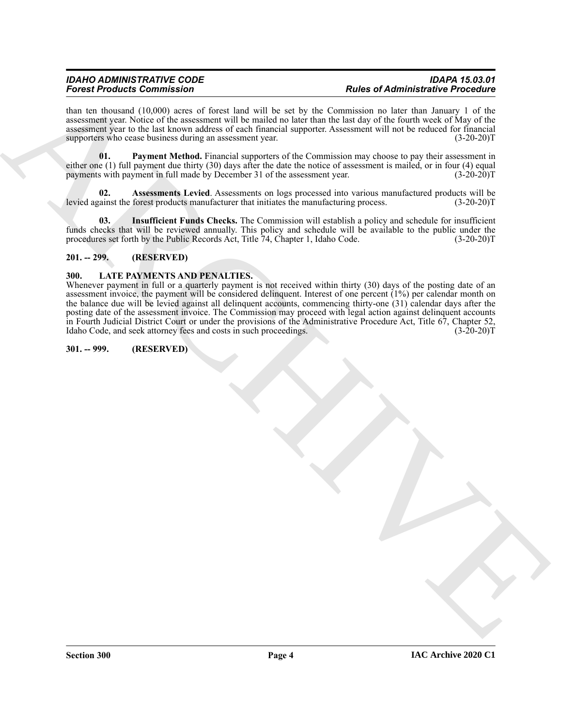than ten thousand (10,000) acres of forest land will be set by the Commission no later than January 1 of the assessment year. Notice of the assessment will be mailed no later than the last day of the fourth week of May of the assessment year to the last known address of each financial supporter. Assessment will not be reduced for financial supporters who cease business during an assessment year. (3-20-20)T

**01. Payment Method.** Financial supporters of the Commission may choose to pay their assessment in either one (1) full payment due thirty (30) days after the date the notice of assessment is mailed, or in four (4) equal payments with payment in full made by December 31 of the assessment year. (3-20-20)T

**02. Assessments Levied**. Assessments on logs processed into various manufactured products will be levied against the forest products manufacturer that initiates the manufacturing process. (3-20-20)T

**03. Insufficient Funds Checks.** The Commission will establish a policy and schedule for insufficient funds checks that will be reviewed annually. This policy and schedule will be available to the public under the procedures set forth by the Public Records Act, Title 74, Chapter 1, Idaho Code. (3-20-20)T

## 201. -- 299. (RESERVED)

## 300. LATE PAYMENTS AND PENALTIES.

Whenever payment in full or a quarterly payment is not received within thirty (30) days of the posting date of an assessment invoice, the payment will be considered delinquent. Interest of one percent (1%) per calendar month on the balance due will be levied against all delinquent accounts, commencing thirty-one (31) calendar days after the posting date of the assessment invoice. The Commission may proceed with legal action against delinquent accounts in Fourth Judicial District Court or under the provisions of the Administrative Procedure Act, Title 67, Chapter 52, Idaho Code, and seek attorney fees and costs in such proceedings. (3-20-20)T

## 301. -- 999. (RESERVED)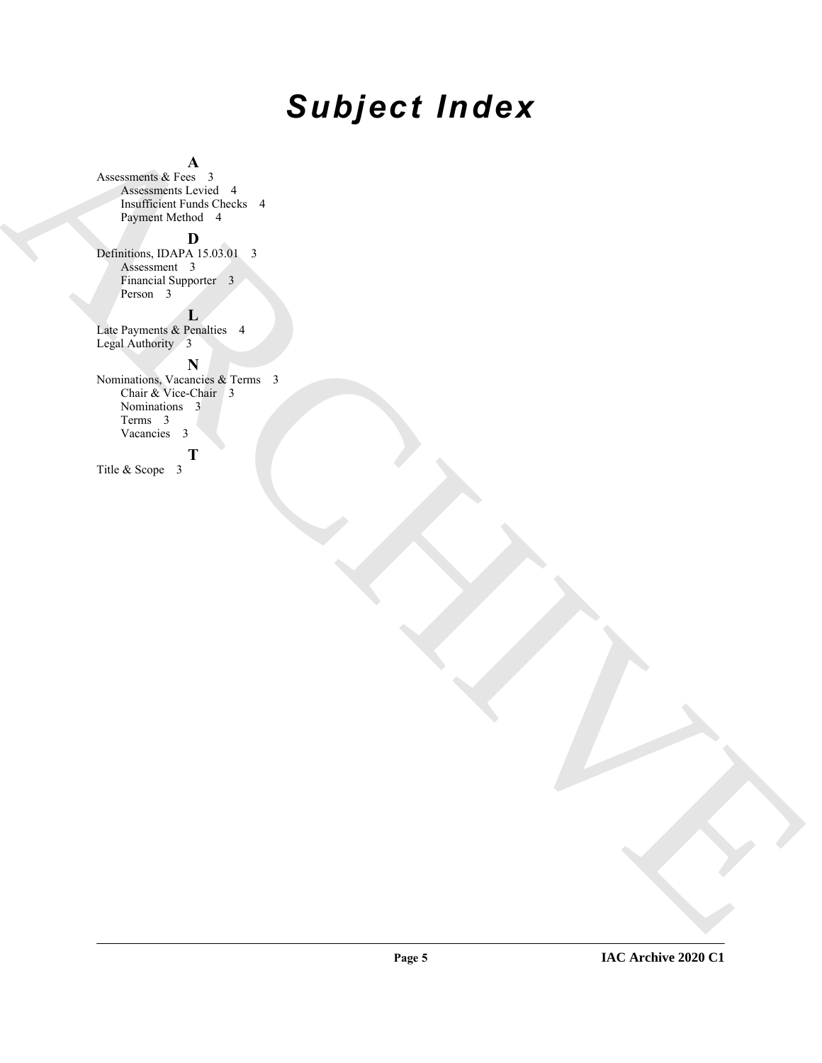# *Subject Index*

**A**

Assessments & Fees 3
- Assessments Levied 4
- Insufficient Funds Checks 4
- Payment Method 4

**D**

Definitions, IDAPA 15.03.01 3
- Assessment 3
- Financial Supporter 3
- Person 3

**L**

Late Payments & Penalties 4
Legal Authority 3

**N**

Nominations, Vacancies & Terms 3
- Chair & Vice-Chair 3
- Nominations 3
- Terms 3
- Vacancies 3

**T**

Title & Scope 3